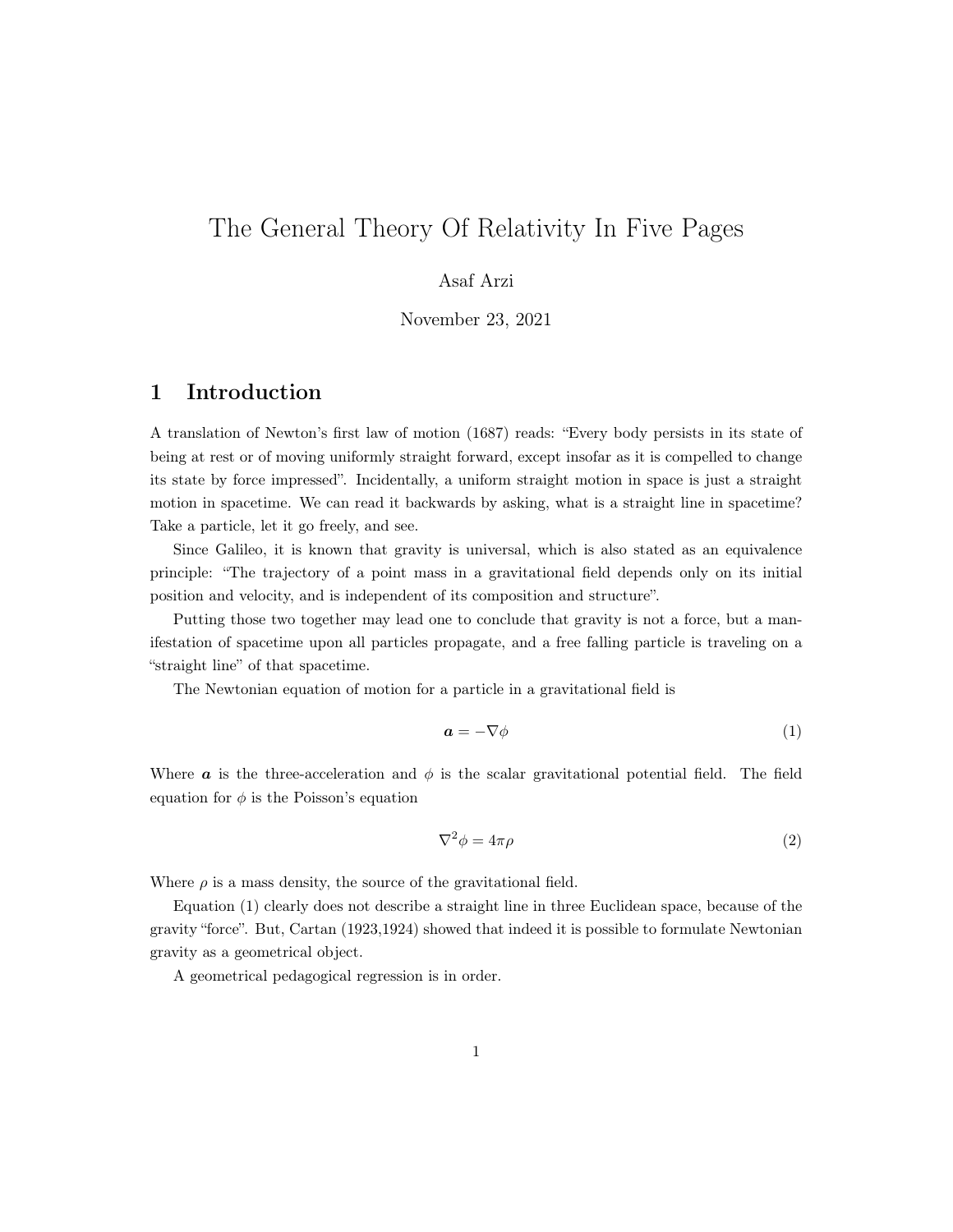# The General Theory Of Relativity In Five Pages

Asaf Arzi

November 23, 2021

## 1 Introduction

A translation of Newton's first law of motion (1687) reads: "Every body persists in its state of being at rest or of moving uniformly straight forward, except insofar as it is compelled to change its state by force impressed". Incidentally, a uniform straight motion in space is just a straight motion in spacetime. We can read it backwards by asking, what is a straight line in spacetime? Take a particle, let it go freely, and see.

Since Galileo, it is known that gravity is universal, which is also stated as an equivalence principle: "The trajectory of a point mass in a gravitational field depends only on its initial position and velocity, and is independent of its composition and structure".

Putting those two together may lead one to conclude that gravity is not a force, but a manifestation of spacetime upon all particles propagate, and a free falling particle is traveling on a "straight line" of that spacetime.

The Newtonian equation of motion for a particle in a gravitational field is

$$\boldsymbol{a} = -\nabla\phi \tag{1}$$

Where $\boldsymbol{a}$ is the three-acceleration and $\phi$ is the scalar gravitational potential field. The field equation for $\phi$ is the Poisson's equation

$$\nabla^2\phi = 4\pi\rho \tag{2}$$

Where $\rho$ is a mass density, the source of the gravitational field.

Equation (1) clearly does not describe a straight line in three Euclidean space, because of the gravity "force". But, Cartan (1923,1924) showed that indeed it is possible to formulate Newtonian gravity as a geometrical object.

A geometrical pedagogical regression is in order.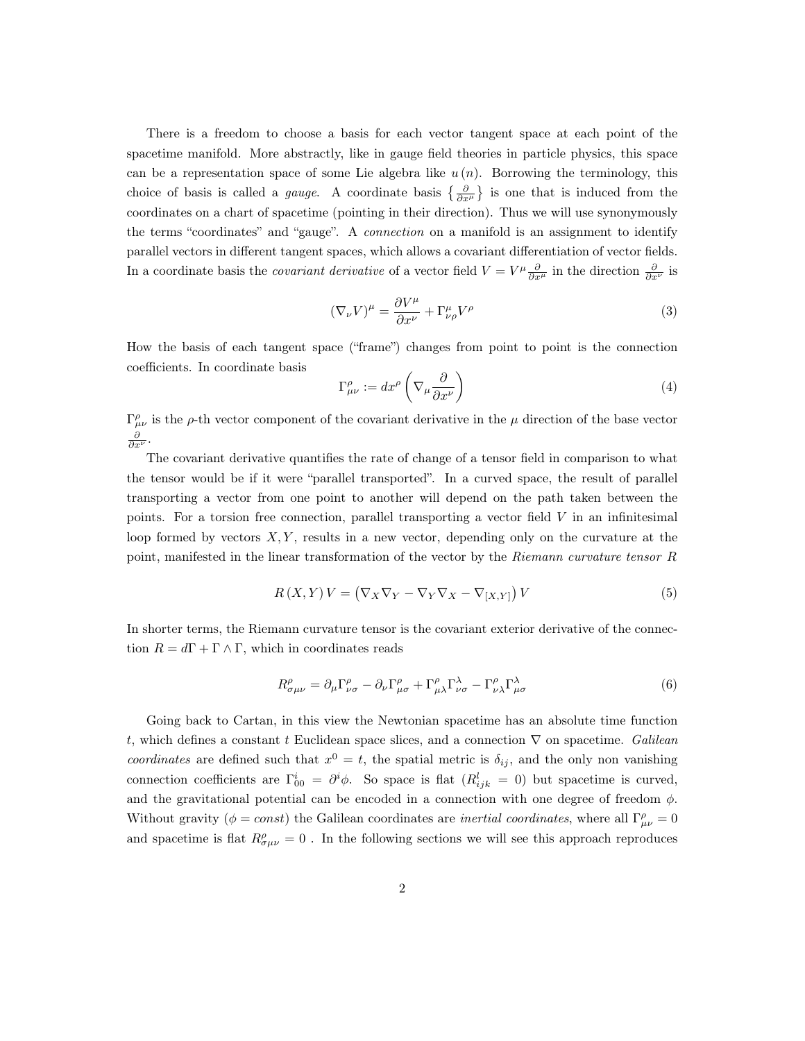There is a freedom to choose a basis for each vector tangent space at each point of the spacetime manifold. More abstractly, like in gauge field theories in particle physics, this space can be a representation space of some Lie algebra like $u(n)$. Borrowing the terminology, this choice of basis is called a *gauge*. A coordinate basis $\left\{\frac{\partial}{\partial x^{\mu}}\right\}$ is one that is induced from the coordinates on a chart of spacetime (pointing in their direction). Thus we will use synonymously the terms "coordinates" and "gauge". A *connection* on a manifold is an assignment to identify parallel vectors in different tangent spaces, which allows a covariant differentiation of vector fields. In a coordinate basis the *covariant derivative* of a vector field $V = V^{\mu}\frac{\partial}{\partial x^{\mu}}$ in the direction $\frac{\partial}{\partial x^{\nu}}$ is

$$(\nabla_{\nu}V)^{\mu} = \frac{\partial V^{\mu}}{\partial x^{\nu}} + \Gamma^{\mu}_{\nu\rho}V^{\rho} \tag{3}$$

How the basis of each tangent space ("frame") changes from point to point is the connection coefficients. In coordinate basis

$$\Gamma^{\rho}_{\mu\nu} := dx^{\rho}\left(\nabla_{\mu}\frac{\partial}{\partial x^{\nu}}\right) \tag{4}$$

$\Gamma^{\rho}_{\mu\nu}$ is the $\rho$-th vector component of the covariant derivative in the $\mu$ direction of the base vector $\frac{\partial}{\partial x^{\nu}}$.

The covariant derivative quantifies the rate of change of a tensor field in comparison to what the tensor would be if it were "parallel transported". In a curved space, the result of parallel transporting a vector from one point to another will depend on the path taken between the points. For a torsion free connection, parallel transporting a vector field $V$ in an infinitesimal loop formed by vectors $X, Y$, results in a new vector, depending only on the curvature at the point, manifested in the linear transformation of the vector by the *Riemann curvature tensor* $R$

$$R(X,Y)V = \left(\nabla_X\nabla_Y - \nabla_Y\nabla_X - \nabla_{[X,Y]}\right)V \tag{5}$$

In shorter terms, the Riemann curvature tensor is the covariant exterior derivative of the connection $R = d\Gamma + \Gamma\wedge\Gamma$, which in coordinates reads

$$R^{\rho}_{\sigma\mu\nu} = \partial_{\mu}\Gamma^{\rho}_{\nu\sigma} - \partial_{\nu}\Gamma^{\rho}_{\mu\sigma} + \Gamma^{\rho}_{\mu\lambda}\Gamma^{\lambda}_{\nu\sigma} - \Gamma^{\rho}_{\nu\lambda}\Gamma^{\lambda}_{\mu\sigma} \tag{6}$$

Going back to Cartan, in this view the Newtonian spacetime has an absolute time function $t$, which defines a constant $t$ Euclidean space slices, and a connection $\nabla$ on spacetime. *Galilean coordinates* are defined such that $x^0 = t$, the spatial metric is $\delta_{ij}$, and the only non vanishing connection coefficients are $\Gamma^{i}_{00} = \partial^{i}\phi$. So space is flat ($R^{l}_{ijk} = 0$) but spacetime is curved, and the gravitational potential can be encoded in a connection with one degree of freedom $\phi$. Without gravity ($\phi = const$) the Galilean coordinates are *inertial coordinates*, where all $\Gamma^{\rho}_{\mu\nu} = 0$ and spacetime is flat $R^{\rho}_{\sigma\mu\nu} = 0$ . In the following sections we will see this approach reproduces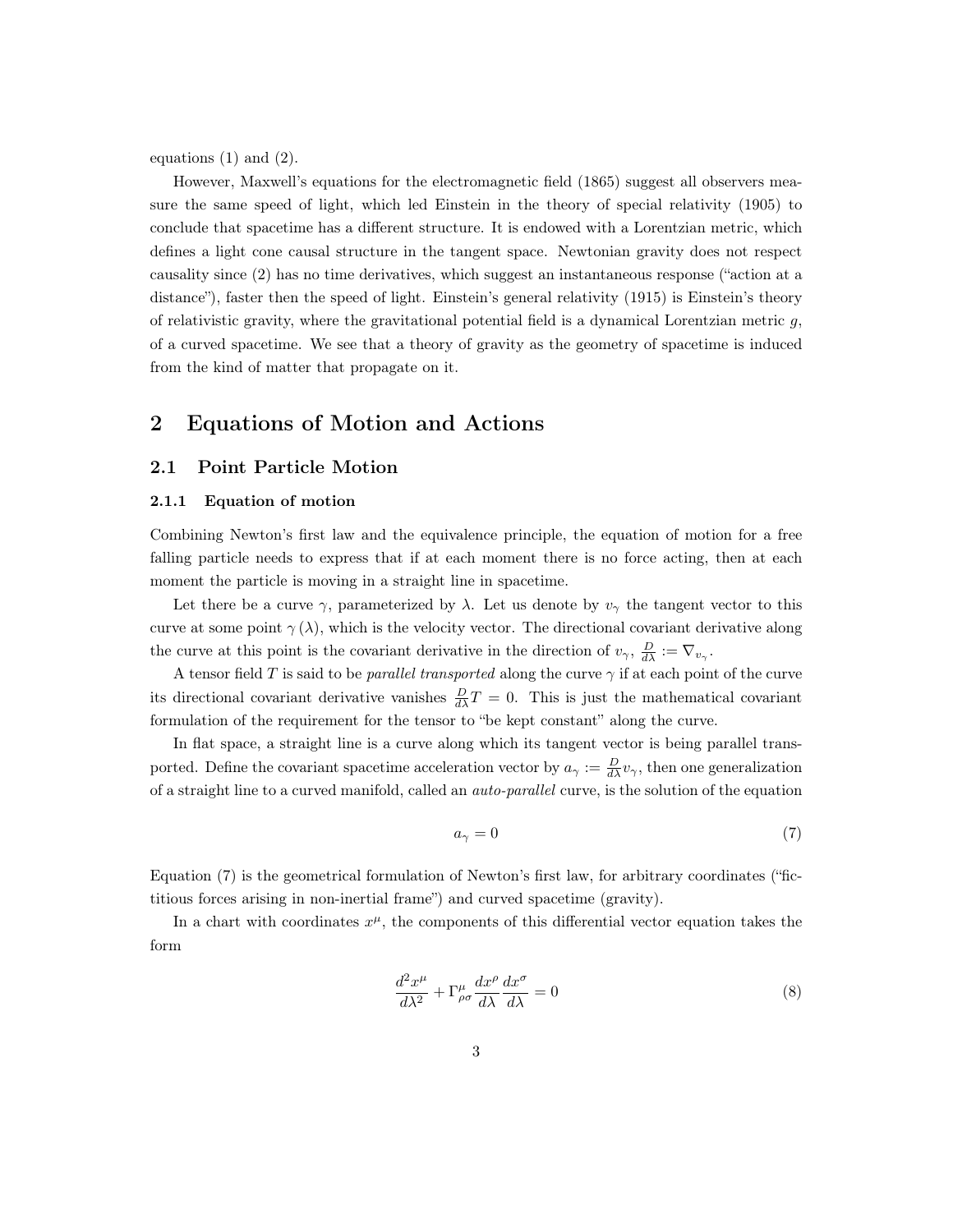equations (1) and (2).

However, Maxwell's equations for the electromagnetic field (1865) suggest all observers measure the same speed of light, which led Einstein in the theory of special relativity (1905) to conclude that spacetime has a different structure. It is endowed with a Lorentzian metric, which defines a light cone causal structure in the tangent space. Newtonian gravity does not respect causality since (2) has no time derivatives, which suggest an instantaneous response ("action at a distance"), faster then the speed of light. Einstein's general relativity (1915) is Einstein's theory of relativistic gravity, where the gravitational potential field is a dynamical Lorentzian metric $g$, of a curved spacetime. We see that a theory of gravity as the geometry of spacetime is induced from the kind of matter that propagate on it.

## 2 Equations of Motion and Actions

### 2.1 Point Particle Motion

#### 2.1.1 Equation of motion

Combining Newton's first law and the equivalence principle, the equation of motion for a free falling particle needs to express that if at each moment there is no force acting, then at each moment the particle is moving in a straight line in spacetime.

Let there be a curve $\gamma$, parameterized by $\lambda$. Let us denote by $v_\gamma$ the tangent vector to this curve at some point $\gamma(\lambda)$, which is the velocity vector. The directional covariant derivative along the curve at this point is the covariant derivative in the direction of $v_\gamma$, $\frac{D}{d\lambda} := \nabla_{v_\gamma}$.

A tensor field $T$ is said to be *parallel transported* along the curve $\gamma$ if at each point of the curve its directional covariant derivative vanishes $\frac{D}{d\lambda}T = 0$. This is just the mathematical covariant formulation of the requirement for the tensor to "be kept constant" along the curve.

In flat space, a straight line is a curve along which its tangent vector is being parallel transported. Define the covariant spacetime acceleration vector by $a_\gamma := \frac{D}{d\lambda}v_\gamma$, then one generalization of a straight line to a curved manifold, called an *auto-parallel* curve, is the solution of the equation

$$a_\gamma = 0 \tag{7}$$

Equation (7) is the geometrical formulation of Newton's first law, for arbitrary coordinates ("fictitious forces arising in non-inertial frame") and curved spacetime (gravity).

In a chart with coordinates $x^\mu$, the components of this differential vector equation takes the form

$$\frac{d^2x^\mu}{d\lambda^2} + \Gamma^\mu_{\rho\sigma}\frac{dx^\rho}{d\lambda}\frac{dx^\sigma}{d\lambda} = 0 \tag{8}$$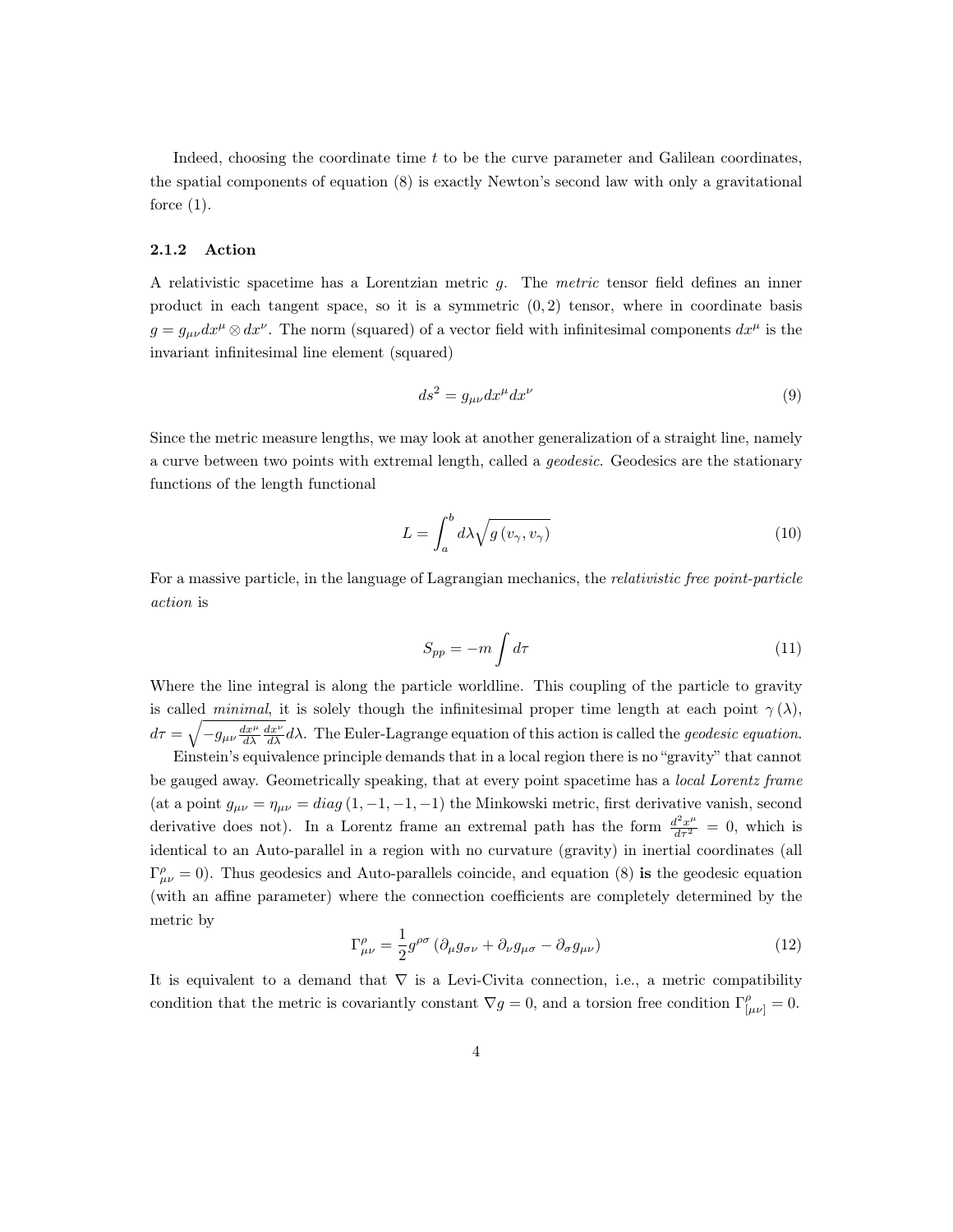Indeed, choosing the coordinate time $t$ to be the curve parameter and Galilean coordinates, the spatial components of equation (8) is exactly Newton's second law with only a gravitational force (1).

### 2.1.2 Action

A relativistic spacetime has a Lorentzian metric $g$. The *metric* tensor field defines an inner product in each tangent space, so it is a symmetric $(0, 2)$ tensor, where in coordinate basis $g = g_{\mu\nu} dx^{\mu} \otimes dx^{\nu}$. The norm (squared) of a vector field with infinitesimal components $dx^{\mu}$ is the invariant infinitesimal line element (squared)

$$ds^2 = g_{\mu\nu} dx^{\mu} dx^{\nu} \tag{9}$$

Since the metric measure lengths, we may look at another generalization of a straight line, namely a curve between two points with extremal length, called a *geodesic*. Geodesics are the stationary functions of the length functional

$$L = \int_a^b d\lambda \sqrt{g\left(v_\gamma, v_\gamma\right)} \tag{10}$$

For a massive particle, in the language of Lagrangian mechanics, the *relativistic free point-particle action* is

$$S_{pp} = -m \int d\tau \tag{11}$$

Where the line integral is along the particle worldline. This coupling of the particle to gravity is called *minimal*, it is solely though the infinitesimal proper time length at each point $\gamma(\lambda)$, $d\tau = \sqrt{-g_{\mu\nu} \frac{dx^{\mu}}{d\lambda} \frac{dx^{\nu}}{d\lambda}} d\lambda$. The Euler-Lagrange equation of this action is called the *geodesic equation*.

Einstein's equivalence principle demands that in a local region there is no "gravity" that cannot be gauged away. Geometrically speaking, that at every point spacetime has a *local Lorentz frame* (at a point $g_{\mu\nu} = \eta_{\mu\nu} = diag\,(1, -1, -1, -1)$ the Minkowski metric, first derivative vanish, second derivative does not). In a Lorentz frame an extremal path has the form $\frac{d^2 x^{\mu}}{d\tau^2} = 0$, which is identical to an Auto-parallel in a region with no curvature (gravity) in inertial coordinates (all $\Gamma^{\rho}_{\mu\nu} = 0$). Thus geodesics and Auto-parallels coincide, and equation (8) **is** the geodesic equation (with an affine parameter) where the connection coefficients are completely determined by the metric by

$$\Gamma^{\rho}_{\mu\nu} = \frac{1}{2} g^{\rho\sigma} \left(\partial_{\mu} g_{\sigma\nu} + \partial_{\nu} g_{\mu\sigma} - \partial_{\sigma} g_{\mu\nu}\right) \tag{12}$$

It is equivalent to a demand that $\nabla$ is a Levi-Civita connection, i.e., a metric compatibility condition that the metric is covariantly constant $\nabla g = 0$, and a torsion free condition $\Gamma^{\rho}_{[\mu\nu]} = 0$.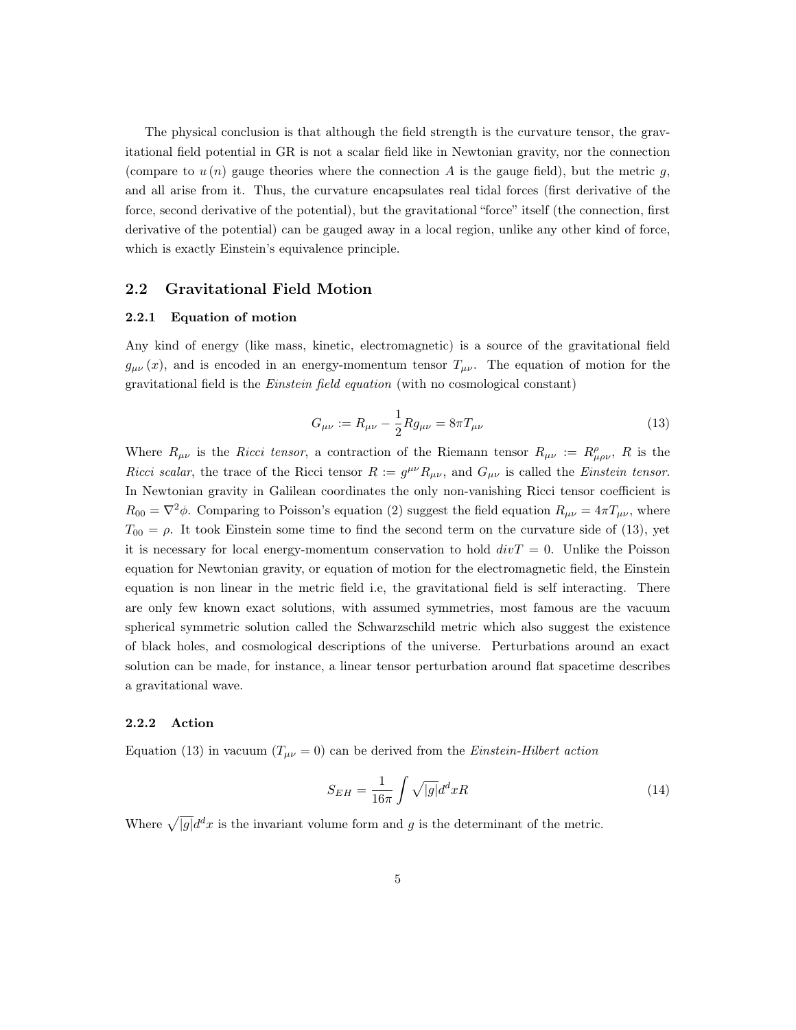The physical conclusion is that although the field strength is the curvature tensor, the gravitational field potential in GR is not a scalar field like in Newtonian gravity, nor the connection (compare to $u(n)$ gauge theories where the connection $A$ is the gauge field), but the metric $g$, and all arise from it. Thus, the curvature encapsulates real tidal forces (first derivative of the force, second derivative of the potential), but the gravitational "force" itself (the connection, first derivative of the potential) can be gauged away in a local region, unlike any other kind of force, which is exactly Einstein's equivalence principle.

## 2.2 Gravitational Field Motion

### 2.2.1 Equation of motion

Any kind of energy (like mass, kinetic, electromagnetic) is a source of the gravitational field $g_{\mu\nu}(x)$, and is encoded in an energy-momentum tensor $T_{\mu\nu}$. The equation of motion for the gravitational field is the *Einstein field equation* (with no cosmological constant)

$$G_{\mu\nu} := R_{\mu\nu} - \frac{1}{2}Rg_{\mu\nu} = 8\pi T_{\mu\nu} \tag{13}$$

Where $R_{\mu\nu}$ is the *Ricci tensor*, a contraction of the Riemann tensor $R_{\mu\nu} := R^{\rho}_{\mu\rho\nu}$, $R$ is the *Ricci scalar*, the trace of the Ricci tensor $R := g^{\mu\nu}R_{\mu\nu}$, and $G_{\mu\nu}$ is called the *Einstein tensor*. In Newtonian gravity in Galilean coordinates the only non-vanishing Ricci tensor coefficient is $R_{00} = \nabla^2\phi$. Comparing to Poisson's equation (2) suggest the field equation $R_{\mu\nu} = 4\pi T_{\mu\nu}$, where $T_{00} = \rho$. It took Einstein some time to find the second term on the curvature side of (13), yet it is necessary for local energy-momentum conservation to hold $divT = 0$. Unlike the Poisson equation for Newtonian gravity, or equation of motion for the electromagnetic field, the Einstein equation is non linear in the metric field i.e, the gravitational field is self interacting. There are only few known exact solutions, with assumed symmetries, most famous are the vacuum spherical symmetric solution called the Schwarzschild metric which also suggest the existence of black holes, and cosmological descriptions of the universe. Perturbations around an exact solution can be made, for instance, a linear tensor perturbation around flat spacetime describes a gravitational wave.

### 2.2.2 Action

Equation (13) in vacuum ($T_{\mu\nu} = 0$) can be derived from the *Einstein-Hilbert action*

$$S_{EH} = \frac{1}{16\pi}\int \sqrt{|g|}d^dxR \tag{14}$$

Where $\sqrt{|g|}d^dx$ is the invariant volume form and $g$ is the determinant of the metric.